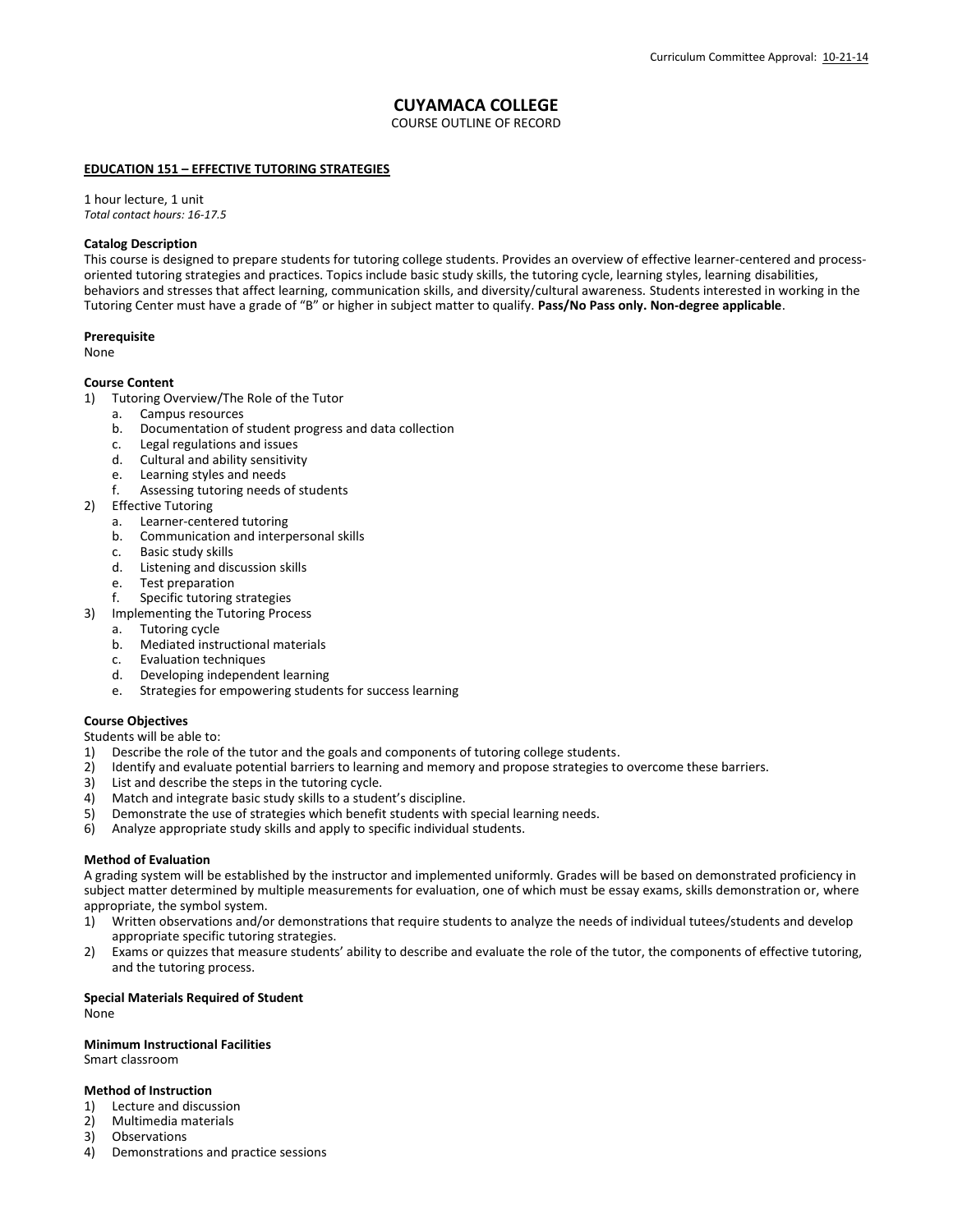Curriculum Committee Approval: 10-21-14

# CUYAMACA COLLEGE

COURSE OUTLINE OF RECORD

## EDUCATION 151 – EFFECTIVE TUTORING STRATEGIES

1 hour lecture, 1 unit
*Total contact hours: 16-17.5*

### Catalog Description

This course is designed to prepare students for tutoring college students. Provides an overview of effective learner-centered and process-oriented tutoring strategies and practices. Topics include basic study skills, the tutoring cycle, learning styles, learning disabilities, behaviors and stresses that affect learning, communication skills, and diversity/cultural awareness. Students interested in working in the Tutoring Center must have a grade of "B" or higher in subject matter to qualify. **Pass/No Pass only. Non-degree applicable**.

### Prerequisite

None

### Course Content

1) Tutoring Overview/The Role of the Tutor
   a. Campus resources
   b. Documentation of student progress and data collection
   c. Legal regulations and issues
   d. Cultural and ability sensitivity
   e. Learning styles and needs
   f. Assessing tutoring needs of students
2) Effective Tutoring
   a. Learner-centered tutoring
   b. Communication and interpersonal skills
   c. Basic study skills
   d. Listening and discussion skills
   e. Test preparation
   f. Specific tutoring strategies
3) Implementing the Tutoring Process
   a. Tutoring cycle
   b. Mediated instructional materials
   c. Evaluation techniques
   d. Developing independent learning
   e. Strategies for empowering students for success learning

### Course Objectives

Students will be able to:

1) Describe the role of the tutor and the goals and components of tutoring college students.
2) Identify and evaluate potential barriers to learning and memory and propose strategies to overcome these barriers.
3) List and describe the steps in the tutoring cycle.
4) Match and integrate basic study skills to a student's discipline.
5) Demonstrate the use of strategies which benefit students with special learning needs.
6) Analyze appropriate study skills and apply to specific individual students.

### Method of Evaluation

A grading system will be established by the instructor and implemented uniformly. Grades will be based on demonstrated proficiency in subject matter determined by multiple measurements for evaluation, one of which must be essay exams, skills demonstration or, where appropriate, the symbol system.

1) Written observations and/or demonstrations that require students to analyze the needs of individual tutees/students and develop appropriate specific tutoring strategies.
2) Exams or quizzes that measure students' ability to describe and evaluate the role of the tutor, the components of effective tutoring, and the tutoring process.

### Special Materials Required of Student

None

### Minimum Instructional Facilities

Smart classroom

### Method of Instruction

1) Lecture and discussion
2) Multimedia materials
3) Observations
4) Demonstrations and practice sessions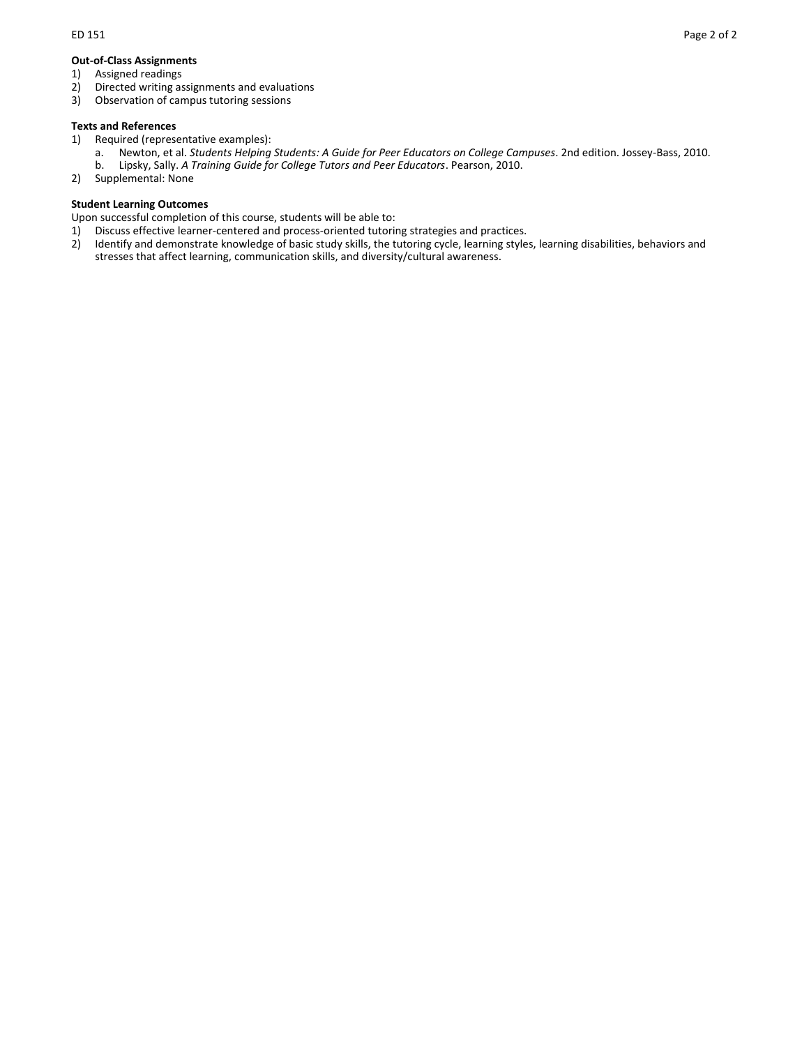**Out-of-Class Assignments**

1) Assigned readings
2) Directed writing assignments and evaluations
3) Observation of campus tutoring sessions

**Texts and References**

1) Required (representative examples):
   a. Newton, et al. *Students Helping Students: A Guide for Peer Educators on College Campuses*. 2nd edition. Jossey-Bass, 2010.
   b. Lipsky, Sally. *A Training Guide for College Tutors and Peer Educators*. Pearson, 2010.
2) Supplemental: None

**Student Learning Outcomes**

Upon successful completion of this course, students will be able to:

1) Discuss effective learner-centered and process-oriented tutoring strategies and practices.
2) Identify and demonstrate knowledge of basic study skills, the tutoring cycle, learning styles, learning disabilities, behaviors and stresses that affect learning, communication skills, and diversity/cultural awareness.